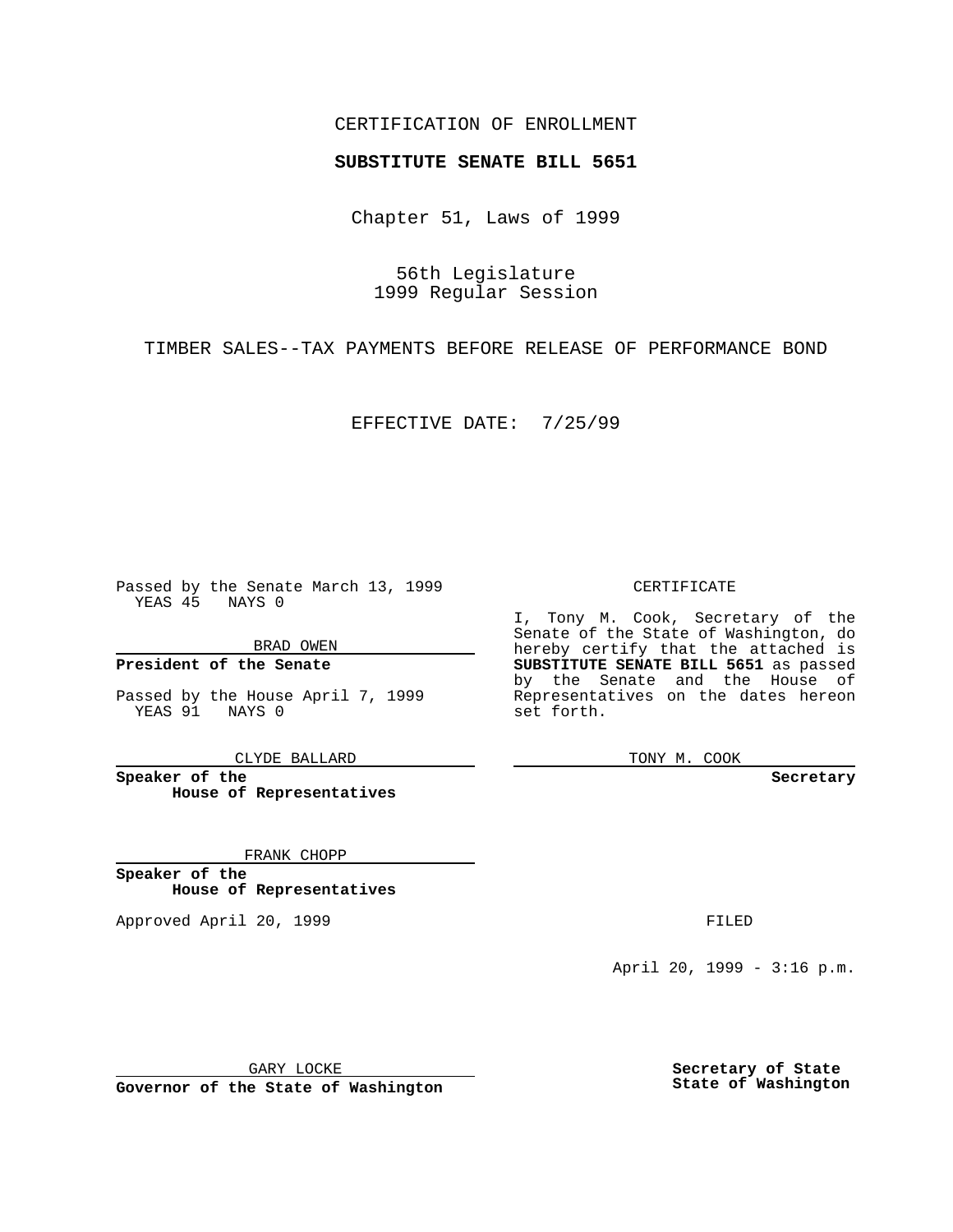CERTIFICATION OF ENROLLMENT

**SUBSTITUTE SENATE BILL 5651**

Chapter 51, Laws of 1999

56th Legislature
1999 Regular Session

TIMBER SALES--TAX PAYMENTS BEFORE RELEASE OF PERFORMANCE BOND

EFFECTIVE DATE: 7/25/99

Passed by the Senate March 13, 1999
YEAS 45 NAYS 0

BRAD OWEN

**President of the Senate**

Passed by the House April 7, 1999
YEAS 91 NAYS 0

CLYDE BALLARD

**Speaker of the House of Representatives**

FRANK CHOPP

**Speaker of the House of Representatives**

Approved April 20, 1999

GARY LOCKE

**Governor of the State of Washington**

CERTIFICATE

I, Tony M. Cook, Secretary of the Senate of the State of Washington, do hereby certify that the attached is **SUBSTITUTE SENATE BILL 5651** as passed by the Senate and the House of Representatives on the dates hereon set forth.

TONY M. COOK

**Secretary**

FILED

April 20, 1999 - 3:16 p.m.

**Secretary of State**
**State of Washington**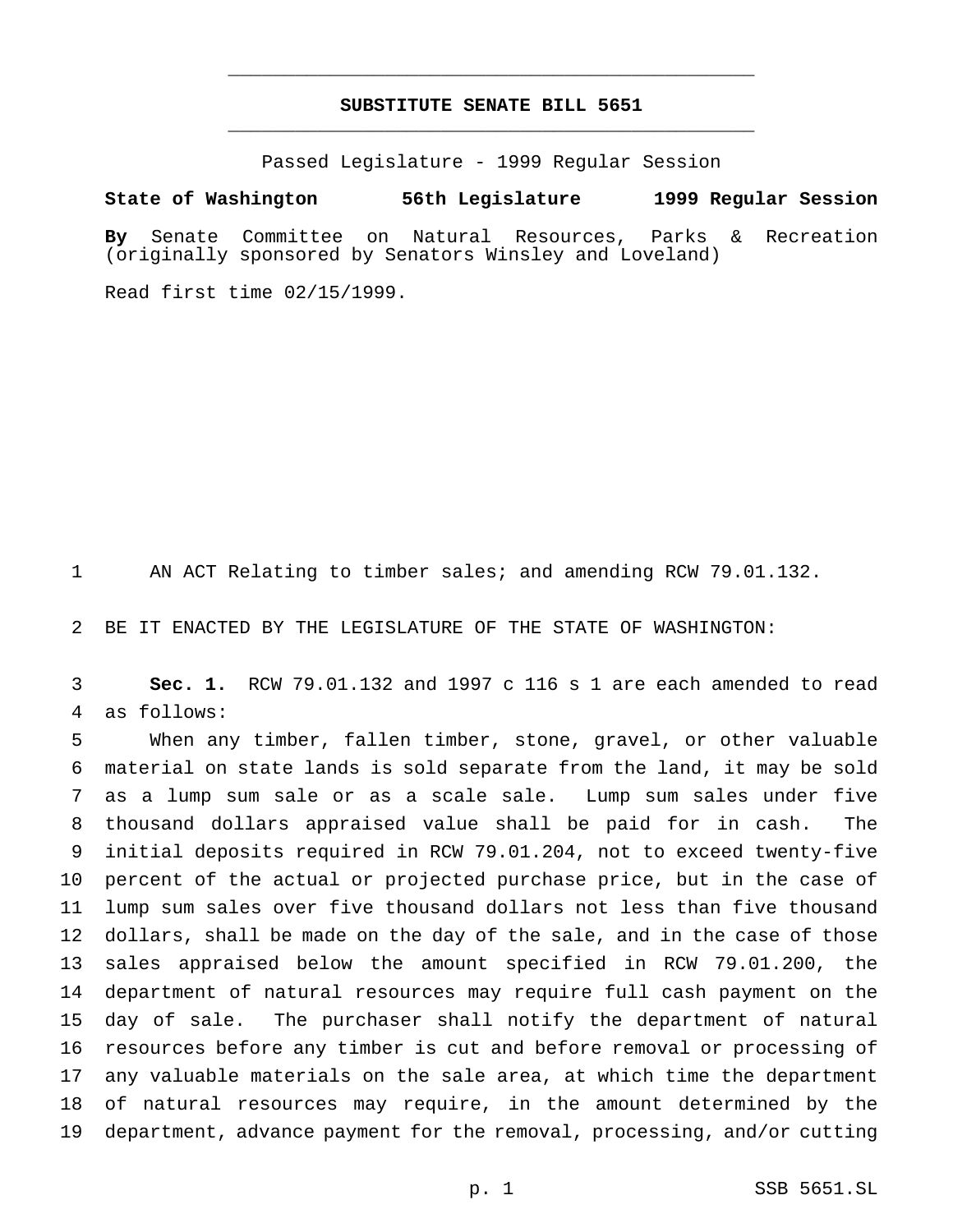# SUBSTITUTE SENATE BILL 5651

Passed Legislature - 1999 Regular Session

**State of Washington 56th Legislature 1999 Regular Session**

**By** Senate Committee on Natural Resources, Parks & Recreation (originally sponsored by Senators Winsley and Loveland)

Read first time 02/15/1999.

AN ACT Relating to timber sales; and amending RCW 79.01.132.

BE IT ENACTED BY THE LEGISLATURE OF THE STATE OF WASHINGTON:

**Sec. 1.** RCW 79.01.132 and 1997 c 116 s 1 are each amended to read as follows:

When any timber, fallen timber, stone, gravel, or other valuable material on state lands is sold separate from the land, it may be sold as a lump sum sale or as a scale sale. Lump sum sales under five thousand dollars appraised value shall be paid for in cash. The initial deposits required in RCW 79.01.204, not to exceed twenty-five percent of the actual or projected purchase price, but in the case of lump sum sales over five thousand dollars not less than five thousand dollars, shall be made on the day of the sale, and in the case of those sales appraised below the amount specified in RCW 79.01.200, the department of natural resources may require full cash payment on the day of sale. The purchaser shall notify the department of natural resources before any timber is cut and before removal or processing of any valuable materials on the sale area, at which time the department of natural resources may require, in the amount determined by the department, advance payment for the removal, processing, and/or cutting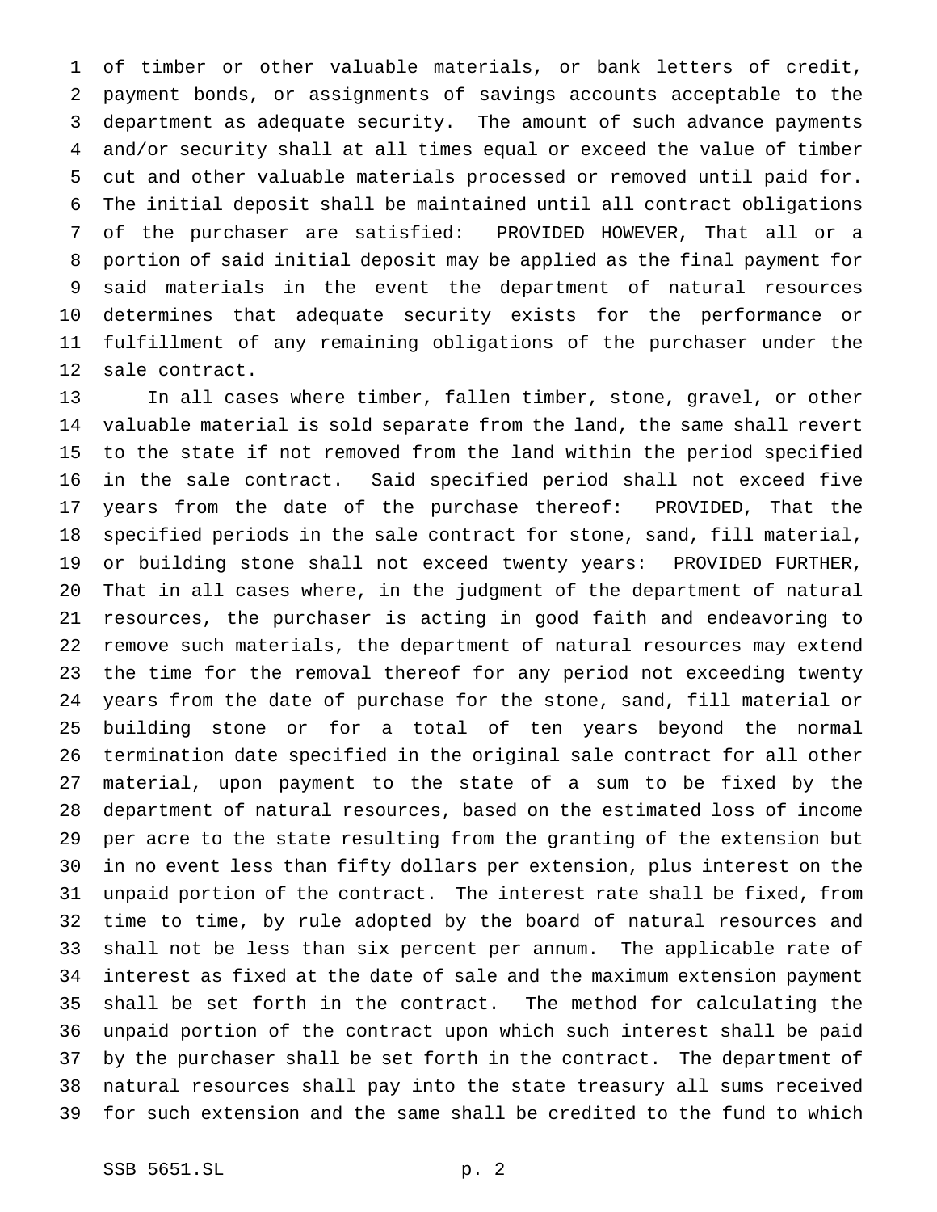of timber or other valuable materials, or bank letters of credit, payment bonds, or assignments of savings accounts acceptable to the department as adequate security. The amount of such advance payments and/or security shall at all times equal or exceed the value of timber cut and other valuable materials processed or removed until paid for. The initial deposit shall be maintained until all contract obligations of the purchaser are satisfied: PROVIDED HOWEVER, That all or a portion of said initial deposit may be applied as the final payment for said materials in the event the department of natural resources determines that adequate security exists for the performance or fulfillment of any remaining obligations of the purchaser under the sale contract.

In all cases where timber, fallen timber, stone, gravel, or other valuable material is sold separate from the land, the same shall revert to the state if not removed from the land within the period specified in the sale contract. Said specified period shall not exceed five years from the date of the purchase thereof: PROVIDED, That the specified periods in the sale contract for stone, sand, fill material, or building stone shall not exceed twenty years: PROVIDED FURTHER, That in all cases where, in the judgment of the department of natural resources, the purchaser is acting in good faith and endeavoring to remove such materials, the department of natural resources may extend the time for the removal thereof for any period not exceeding twenty years from the date of purchase for the stone, sand, fill material or building stone or for a total of ten years beyond the normal termination date specified in the original sale contract for all other material, upon payment to the state of a sum to be fixed by the department of natural resources, based on the estimated loss of income per acre to the state resulting from the granting of the extension but in no event less than fifty dollars per extension, plus interest on the unpaid portion of the contract. The interest rate shall be fixed, from time to time, by rule adopted by the board of natural resources and shall not be less than six percent per annum. The applicable rate of interest as fixed at the date of sale and the maximum extension payment shall be set forth in the contract. The method for calculating the unpaid portion of the contract upon which such interest shall be paid by the purchaser shall be set forth in the contract. The department of natural resources shall pay into the state treasury all sums received for such extension and the same shall be credited to the fund to which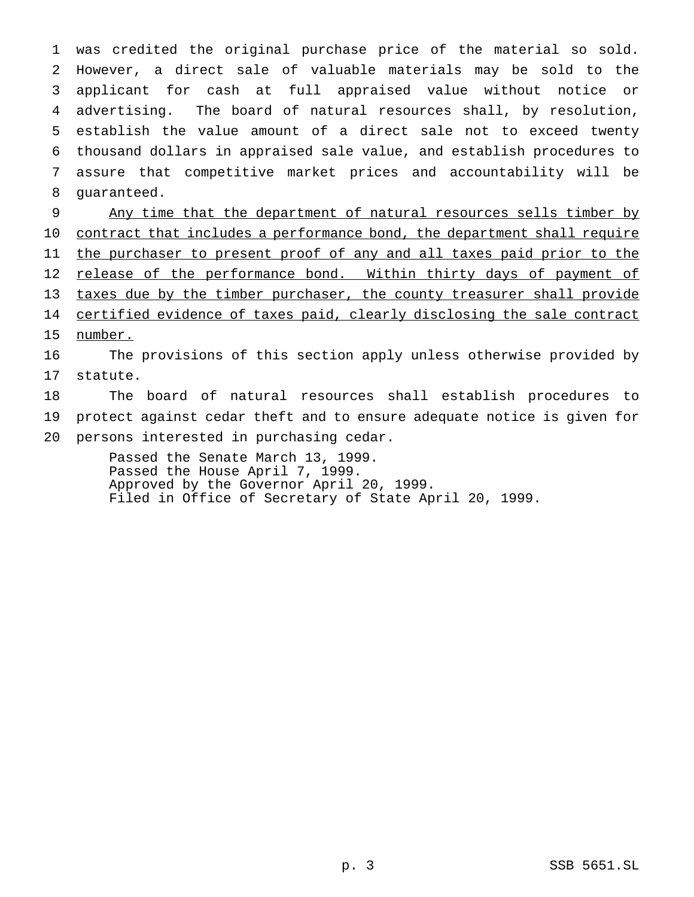was credited the original purchase price of the material so sold. However, a direct sale of valuable materials may be sold to the applicant for cash at full appraised value without notice or advertising. The board of natural resources shall, by resolution, establish the value amount of a direct sale not to exceed twenty thousand dollars in appraised sale value, and establish procedures to assure that competitive market prices and accountability will be guaranteed.

<u>Any time that the department of natural resources sells timber by contract that includes a performance bond, the department shall require the purchaser to present proof of any and all taxes paid prior to the release of the performance bond. Within thirty days of payment of taxes due by the timber purchaser, the county treasurer shall provide certified evidence of taxes paid, clearly disclosing the sale contract number.</u>

The provisions of this section apply unless otherwise provided by statute.

The board of natural resources shall establish procedures to protect against cedar theft and to ensure adequate notice is given for persons interested in purchasing cedar.

Passed the Senate March 13, 1999.
Passed the House April 7, 1999.
Approved by the Governor April 20, 1999.
Filed in Office of Secretary of State April 20, 1999.